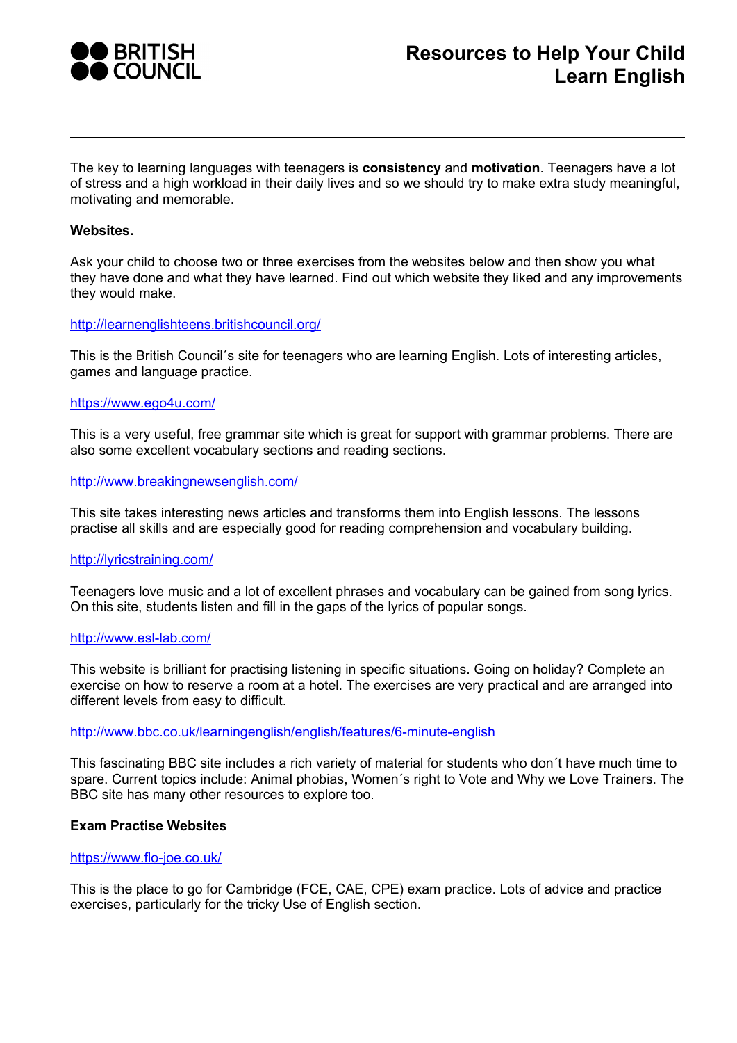BRITISH COUNCIL

# Resources to Help Your Child Learn English

The key to learning languages with teenagers is **consistency** and **motivation**. Teenagers have a lot of stress and a high workload in their daily lives and so we should try to make extra study meaningful, motivating and memorable.

**Websites.**

Ask your child to choose two or three exercises from the websites below and then show you what they have done and what they have learned. Find out which website they liked and any improvements they would make.

http://learnenglishteens.britishcouncil.org/

This is the British Council´s site for teenagers who are learning English. Lots of interesting articles, games and language practice.

https://www.ego4u.com/

This is a very useful, free grammar site which is great for support with grammar problems. There are also some excellent vocabulary sections and reading sections.

http://www.breakingnewsenglish.com/

This site takes interesting news articles and transforms them into English lessons. The lessons practise all skills and are especially good for reading comprehension and vocabulary building.

http://lyricstraining.com/

Teenagers love music and a lot of excellent phrases and vocabulary can be gained from song lyrics. On this site, students listen and fill in the gaps of the lyrics of popular songs.

http://www.esl-lab.com/

This website is brilliant for practising listening in specific situations. Going on holiday? Complete an exercise on how to reserve a room at a hotel. The exercises are very practical and are arranged into different levels from easy to difficult.

http://www.bbc.co.uk/learningenglish/english/features/6-minute-english

This fascinating BBC site includes a rich variety of material for students who don´t have much time to spare. Current topics include: Animal phobias, Women´s right to Vote and Why we Love Trainers. The BBC site has many other resources to explore too.

**Exam Practise Websites**

https://www.flo-joe.co.uk/

This is the place to go for Cambridge (FCE, CAE, CPE) exam practice. Lots of advice and practice exercises, particularly for the tricky Use of English section.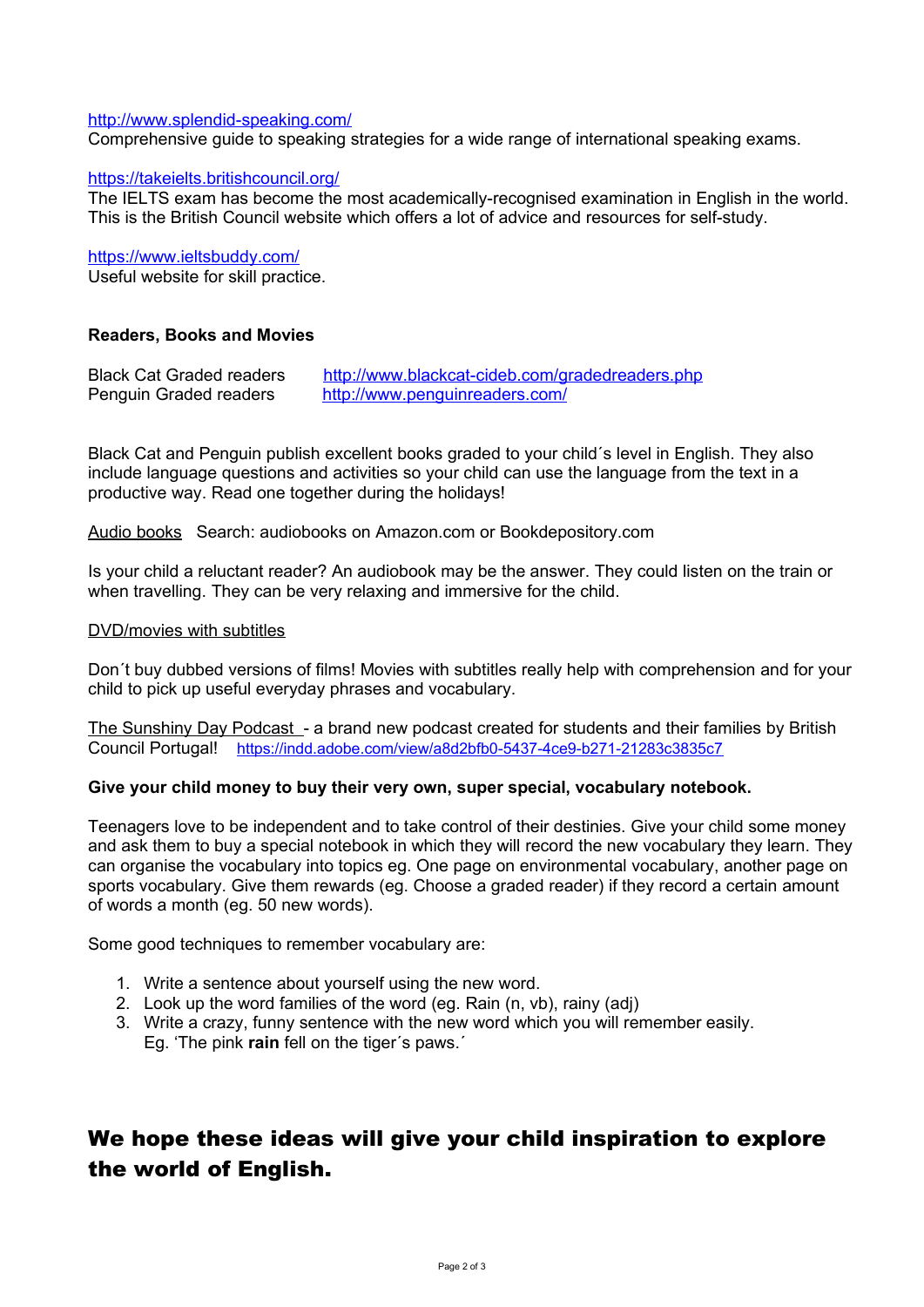http://www.splendid-speaking.com/
Comprehensive guide to speaking strategies for a wide range of international speaking exams.

https://takeielts.britishcouncil.org/
The IELTS exam has become the most academically-recognised examination in English in the world. This is the British Council website which offers a lot of advice and resources for self-study.

https://www.ieltsbuddy.com/
Useful website for skill practice.

**Readers, Books and Movies**

Black Cat Graded readers http://www.blackcat-cideb.com/gradedreaders.php
Penguin Graded readers http://www.penguinreaders.com/

Black Cat and Penguin publish excellent books graded to your child´s level in English. They also include language questions and activities so your child can use the language from the text in a productive way. Read one together during the holidays!

Audio books Search: audiobooks on Amazon.com or Bookdepository.com

Is your child a reluctant reader? An audiobook may be the answer. They could listen on the train or when travelling. They can be very relaxing and immersive for the child.

DVD/movies with subtitles

Don´t buy dubbed versions of films! Movies with subtitles really help with comprehension and for your child to pick up useful everyday phrases and vocabulary.

The Sunshiny Day Podcast - a brand new podcast created for students and their families by British Council Portugal! https://indd.adobe.com/view/a8d2bfb0-5437-4ce9-b271-21283c3835c7

**Give your child money to buy their very own, super special, vocabulary notebook.**

Teenagers love to be independent and to take control of their destinies. Give your child some money and ask them to buy a special notebook in which they will record the new vocabulary they learn. They can organise the vocabulary into topics eg. One page on environmental vocabulary, another page on sports vocabulary. Give them rewards (eg. Choose a graded reader) if they record a certain amount of words a month (eg. 50 new words).

Some good techniques to remember vocabulary are:

1. Write a sentence about yourself using the new word.
2. Look up the word families of the word (eg. Rain (n, vb), rainy (adj)
3. Write a crazy, funny sentence with the new word which you will remember easily.
   Eg. 'The pink **rain** fell on the tiger´s paws.´

## We hope these ideas will give your child inspiration to explore the world of English.